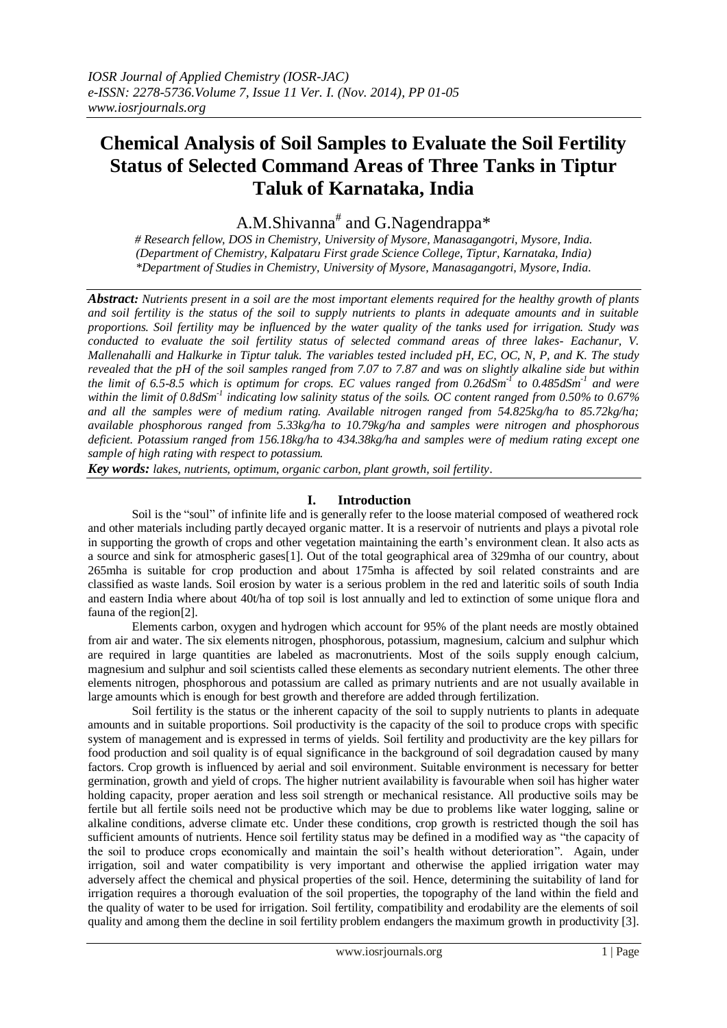# Chemical Analysis of Soil Samples to Evaluate the Soil Fertility Status of Selected Command Areas of Three Tanks in Tiptur Taluk of Karnataka, India

A.M.Shivanna[#] and G.Nagendrappa*

*# Research fellow, DOS in Chemistry, University of Mysore, Manasagangotri, Mysore, India.*
*(Department of Chemistry, Kalpataru First grade Science College, Tiptur, Karnataka, India)*
**Department of Studies in Chemistry, University of Mysore, Manasagangotri, Mysore, India.*

***Abstract:*** *Nutrients present in a soil are the most important elements required for the healthy growth of plants and soil fertility is the status of the soil to supply nutrients to plants in adequate amounts and in suitable proportions. Soil fertility may be influenced by the water quality of the tanks used for irrigation. Study was conducted to evaluate the soil fertility status of selected command areas of three lakes- Eachanur, V. Mallenahalli and Halkurke in Tiptur taluk. The variables tested included pH, EC, OC, N, P, and K. The study revealed that the pH of the soil samples ranged from 7.07 to 7.87 and was on slightly alkaline side but within the limit of 6.5-8.5 which is optimum for crops. EC values ranged from 0.26dSm$^{-1}$ to 0.485dSm$^{-1}$ and were within the limit of 0.8dSm$^{-1}$ indicating low salinity status of the soils. OC content ranged from 0.50% to 0.67% and all the samples were of medium rating. Available nitrogen ranged from 54.825kg/ha to 85.72kg/ha; available phosphorous ranged from 5.33kg/ha to 10.79kg/ha and samples were nitrogen and phosphorous deficient. Potassium ranged from 156.18kg/ha to 434.38kg/ha and samples were of medium rating except one sample of high rating with respect to potassium.*

***Key words:*** *lakes, nutrients, optimum, organic carbon, plant growth, soil fertility*.

## I. Introduction

Soil is the "soul" of infinite life and is generally refer to the loose material composed of weathered rock and other materials including partly decayed organic matter. It is a reservoir of nutrients and plays a pivotal role in supporting the growth of crops and other vegetation maintaining the earth's environment clean. It also acts as a source and sink for atmospheric gases[1]. Out of the total geographical area of 329mha of our country, about 265mha is suitable for crop production and about 175mha is affected by soil related constraints and are classified as waste lands. Soil erosion by water is a serious problem in the red and lateritic soils of south India and eastern India where about 40t/ha of top soil is lost annually and led to extinction of some unique flora and fauna of the region[2].

Elements carbon, oxygen and hydrogen which account for 95% of the plant needs are mostly obtained from air and water. The six elements nitrogen, phosphorous, potassium, magnesium, calcium and sulphur which are required in large quantities are labeled as macronutrients. Most of the soils supply enough calcium, magnesium and sulphur and soil scientists called these elements as secondary nutrient elements. The other three elements nitrogen, phosphorous and potassium are called as primary nutrients and are not usually available in large amounts which is enough for best growth and therefore are added through fertilization.

Soil fertility is the status or the inherent capacity of the soil to supply nutrients to plants in adequate amounts and in suitable proportions. Soil productivity is the capacity of the soil to produce crops with specific system of management and is expressed in terms of yields. Soil fertility and productivity are the key pillars for food production and soil quality is of equal significance in the background of soil degradation caused by many factors. Crop growth is influenced by aerial and soil environment. Suitable environment is necessary for better germination, growth and yield of crops. The higher nutrient availability is favourable when soil has higher water holding capacity, proper aeration and less soil strength or mechanical resistance. All productive soils may be fertile but all fertile soils need not be productive which may be due to problems like water logging, saline or alkaline conditions, adverse climate etc. Under these conditions, crop growth is restricted though the soil has sufficient amounts of nutrients. Hence soil fertility status may be defined in a modified way as "the capacity of the soil to produce crops economically and maintain the soil's health without deterioration". Again, under irrigation, soil and water compatibility is very important and otherwise the applied irrigation water may adversely affect the chemical and physical properties of the soil. Hence, determining the suitability of land for irrigation requires a thorough evaluation of the soil properties, the topography of the land within the field and the quality of water to be used for irrigation. Soil fertility, compatibility and erodability are the elements of soil quality and among them the decline in soil fertility problem endangers the maximum growth in productivity [3].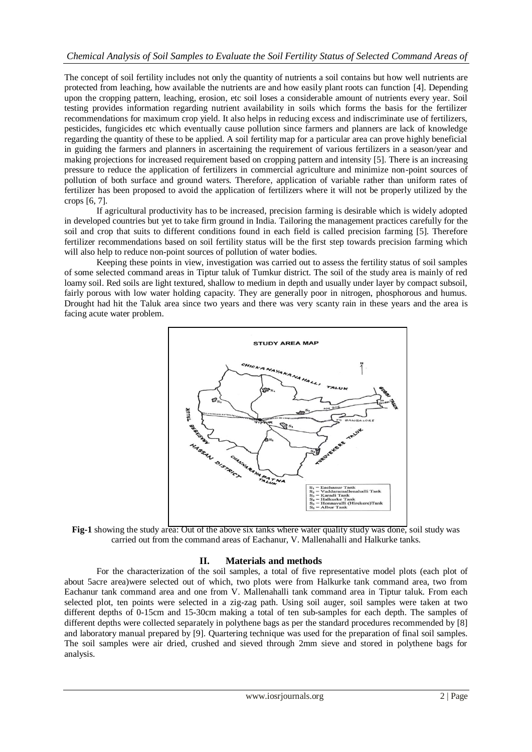The concept of soil fertility includes not only the quantity of nutrients a soil contains but how well nutrients are protected from leaching, how available the nutrients are and how easily plant roots can function [4]. Depending upon the cropping pattern, leaching, erosion, etc soil loses a considerable amount of nutrients every year. Soil testing provides information regarding nutrient availability in soils which forms the basis for the fertilizer recommendations for maximum crop yield. It also helps in reducing excess and indiscriminate use of fertilizers, pesticides, fungicides etc which eventually cause pollution since farmers and planners are lack of knowledge regarding the quantity of these to be applied. A soil fertility map for a particular area can prove highly beneficial in guiding the farmers and planners in ascertaining the requirement of various fertilizers in a season/year and making projections for increased requirement based on cropping pattern and intensity [5]. There is an increasing pressure to reduce the application of fertilizers in commercial agriculture and minimize non-point sources of pollution of both surface and ground waters. Therefore, application of variable rather than uniform rates of fertilizer has been proposed to avoid the application of fertilizers where it will not be properly utilized by the crops [6, 7].

If agricultural productivity has to be increased, precision farming is desirable which is widely adopted in developed countries but yet to take firm ground in India. Tailoring the management practices carefully for the soil and crop that suits to different conditions found in each field is called precision farming [5]. Therefore fertilizer recommendations based on soil fertility status will be the first step towards precision farming which will also help to reduce non-point sources of pollution of water bodies.

Keeping these points in view, investigation was carried out to assess the fertility status of soil samples of some selected command areas in Tiptur taluk of Tumkur district. The soil of the study area is mainly of red loamy soil. Red soils are light textured, shallow to medium in depth and usually under layer by compact subsoil, fairly porous with low water holding capacity. They are generally poor in nitrogen, phosphorous and humus. Drought had hit the Taluk area since two years and there was very scanty rain in these years and the area is facing acute water problem.

**Fig-1** showing the study area: Out of the above six tanks where water quality study was done, soil study was carried out from the command areas of Eachanur, V. Mallenahalli and Halkurke tanks.

## II. Materials and methods

For the characterization of the soil samples, a total of five representative model plots (each plot of about 5acre area)were selected out of which, two plots were from Halkurke tank command area, two from Eachanur tank command area and one from V. Mallenahalli tank command area in Tiptur taluk. From each selected plot, ten points were selected in a zig-zag path. Using soil auger, soil samples were taken at two different depths of 0-15cm and 15-30cm making a total of ten sub-samples for each depth. The samples of different depths were collected separately in polythene bags as per the standard procedures recommended by [8] and laboratory manual prepared by [9]. Quartering technique was used for the preparation of final soil samples. The soil samples were air dried, crushed and sieved through 2mm sieve and stored in polythene bags for analysis.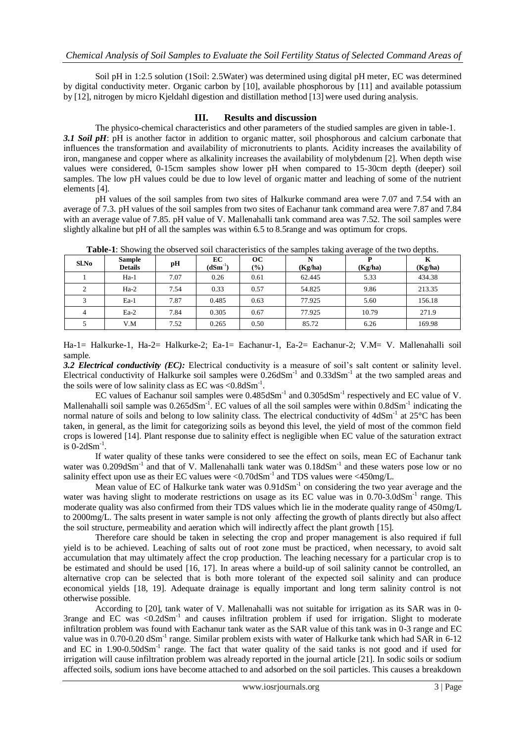Soil pH in 1:2.5 solution (1Soil: 2.5Water) was determined using digital pH meter, EC was determined by digital conductivity meter. Organic carbon by [10], available phosphorous by [11] and available potassium by [12], nitrogen by micro Kjeldahl digestion and distillation method [13] were used during analysis.

## III. Results and discussion

The physico-chemical characteristics and other parameters of the studied samples are given in table-1.

***3.1 Soil pH***: pH is another factor in addition to organic matter, soil phosphorous and calcium carbonate that influences the transformation and availability of micronutrients to plants. Acidity increases the availability of iron, manganese and copper where as alkalinity increases the availability of molybdenum [2]. When depth wise values were considered, 0-15cm samples show lower pH when compared to 15-30cm depth (deeper) soil samples. The low pH values could be due to low level of organic matter and leaching of some of the nutrient elements [4].

pH values of the soil samples from two sites of Halkurke command area were 7.07 and 7.54 with an average of 7.3. pH values of the soil samples from two sites of Eachanur tank command area were 7.87 and 7.84 with an average value of 7.85. pH value of V. Mallenahalli tank command area was 7.52. The soil samples were slightly alkaline but pH of all the samples was within 6.5 to 8.5range and was optimum for crops.

**Table-1**: Showing the observed soil characteristics of the samples taking average of the two depths.

| Sl.No | Sample Details | pH | EC ($dSm^{-1}$) | OC (%) | N (Kg/ha) | P (Kg/ha) | K (Kg/ha) |
|---|---|---|---|---|---|---|---|
| 1 | Ha-1 | 7.07 | 0.26 | 0.61 | 62.445 | 5.33 | 434.38 |
| 2 | Ha-2 | 7.54 | 0.33 | 0.57 | 54.825 | 9.86 | 213.35 |
| 3 | Ea-1 | 7.87 | 0.485 | 0.63 | 77.925 | 5.60 | 156.18 |
| 4 | Ea-2 | 7.84 | 0.305 | 0.67 | 77.925 | 10.79 | 271.9 |
| 5 | V.M | 7.52 | 0.265 | 0.50 | 85.72 | 6.26 | 169.98 |

Ha-1= Halkurke-1, Ha-2= Halkurke-2; Ea-1= Eachanur-1, Ea-2= Eachanur-2; V.M= V. Mallenahalli soil sample.

***3.2 Electrical conductivity (EC):*** Electrical conductivity is a measure of soil's salt content or salinity level. Electrical conductivity of Halkurke soil samples were 0.26$dSm^{-1}$ and 0.33$dSm^{-1}$ at the two sampled areas and the soils were of low salinity class as EC was <0.8$dSm^{-1}$.

EC values of Eachanur soil samples were 0.485$dSm^{-1}$ and 0.305$dSm^{-1}$ respectively and EC value of V. Mallenahalli soil sample was 0.265$dSm^{-1}$. EC values of all the soil samples were within 0.8$dSm^{-1}$ indicating the normal nature of soils and belong to low salinity class. The electrical conductivity of 4$dSm^{-1}$ at 25°C has been taken, in general, as the limit for categorizing soils as beyond this level, the yield of most of the common field crops is lowered [14]. Plant response due to salinity effect is negligible when EC value of the saturation extract is 0-2$dSm^{-1}$.

If water quality of these tanks were considered to see the effect on soils, mean EC of Eachanur tank water was 0.209$dSm^{-1}$ and that of V. Mallenahalli tank water was 0.18$dSm^{-1}$ and these waters pose low or no salinity effect upon use as their EC values were <0.70$dSm^{-1}$ and TDS values were <450mg/L.

Mean value of EC of Halkurke tank water was 0.91$dSm^{-1}$ on considering the two year average and the water was having slight to moderate restrictions on usage as its EC value was in 0.70-3.0$dSm^{-1}$ range. This moderate quality was also confirmed from their TDS values which lie in the moderate quality range of 450mg/L to 2000mg/L. The salts present in water sample is not only affecting the growth of plants directly but also affect the soil structure, permeability and aeration which will indirectly affect the plant growth [15].

Therefore care should be taken in selecting the crop and proper management is also required if full yield is to be achieved. Leaching of salts out of root zone must be practiced, when necessary, to avoid salt accumulation that may ultimately affect the crop production. The leaching necessary for a particular crop is to be estimated and should be used [16, 17]. In areas where a build-up of soil salinity cannot be controlled, an alternative crop can be selected that is both more tolerant of the expected soil salinity and can produce economical yields [18, 19]. Adequate drainage is equally important and long term salinity control is not otherwise possible.

According to [20], tank water of V. Mallenahalli was not suitable for irrigation as its SAR was in 0-3range and EC was <0.2$dSm^{-1}$ and causes infiltration problem if used for irrigation. Slight to moderate infiltration problem was found with Eachanur tank water as the SAR value of this tank was in 0-3 range and EC value was in 0.70-0.20 $dSm^{-1}$ range. Similar problem exists with water of Halkurke tank which had SAR in 6-12 and EC in 1.90-0.50$dSm^{-1}$ range. The fact that water quality of the said tanks is not good and if used for irrigation will cause infiltration problem was already reported in the journal article [21]. In sodic soils or sodium affected soils, sodium ions have become attached to and adsorbed on the soil particles. This causes a breakdown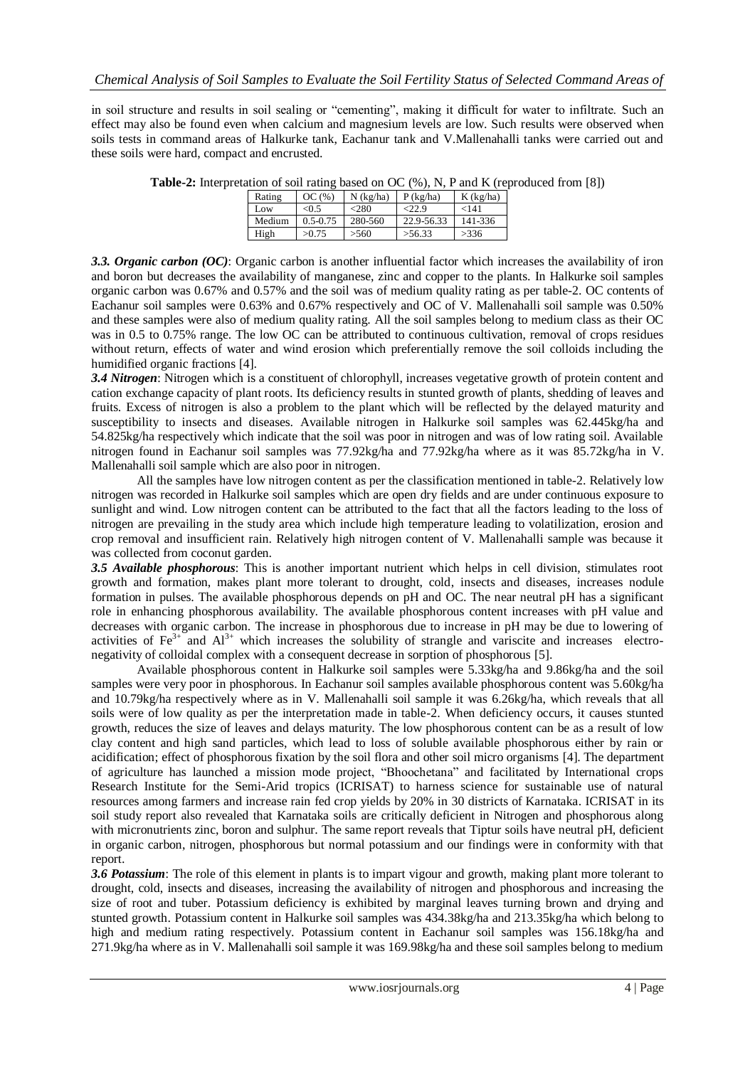in soil structure and results in soil sealing or "cementing", making it difficult for water to infiltrate. Such an effect may also be found even when calcium and magnesium levels are low. Such results were observed when soils tests in command areas of Halkurke tank, Eachanur tank and V.Mallenahalli tanks were carried out and these soils were hard, compact and encrusted.

**Table-2:** Interpretation of soil rating based on OC (%), N, P and K (reproduced from [8])

| Rating | OC (%) | N (kg/ha) | P (kg/ha) | K (kg/ha) |
|---|---|---|---|---|
| Low | <0.5 | <280 | <22.9 | <141 |
| Medium | 0.5-0.75 | 280-560 | 22.9-56.33 | 141-336 |
| High | >0.75 | >560 | >56.33 | >336 |

***3.3. Organic carbon (OC)***: Organic carbon is another influential factor which increases the availability of iron and boron but decreases the availability of manganese, zinc and copper to the plants. In Halkurke soil samples organic carbon was 0.67% and 0.57% and the soil was of medium quality rating as per table-2. OC contents of Eachanur soil samples were 0.63% and 0.67% respectively and OC of V. Mallenahalli soil sample was 0.50% and these samples were also of medium quality rating. All the soil samples belong to medium class as their OC was in 0.5 to 0.75% range. The low OC can be attributed to continuous cultivation, removal of crops residues without return, effects of water and wind erosion which preferentially remove the soil colloids including the humidified organic fractions [4].

***3.4 Nitrogen***: Nitrogen which is a constituent of chlorophyll, increases vegetative growth of protein content and cation exchange capacity of plant roots. Its deficiency results in stunted growth of plants, shedding of leaves and fruits. Excess of nitrogen is also a problem to the plant which will be reflected by the delayed maturity and susceptibility to insects and diseases. Available nitrogen in Halkurke soil samples was 62.445kg/ha and 54.825kg/ha respectively which indicate that the soil was poor in nitrogen and was of low rating soil. Available nitrogen found in Eachanur soil samples was 77.92kg/ha and 77.92kg/ha where as it was 85.72kg/ha in V. Mallenahalli soil sample which are also poor in nitrogen.

All the samples have low nitrogen content as per the classification mentioned in table-2. Relatively low nitrogen was recorded in Halkurke soil samples which are open dry fields and are under continuous exposure to sunlight and wind. Low nitrogen content can be attributed to the fact that all the factors leading to the loss of nitrogen are prevailing in the study area which include high temperature leading to volatilization, erosion and crop removal and insufficient rain. Relatively high nitrogen content of V. Mallenahalli sample was because it was collected from coconut garden.

***3.5 Available phosphorous***: This is another important nutrient which helps in cell division, stimulates root growth and formation, makes plant more tolerant to drought, cold, insects and diseases, increases nodule formation in pulses. The available phosphorous depends on pH and OC. The near neutral pH has a significant role in enhancing phosphorous availability. The available phosphorous content increases with pH value and decreases with organic carbon. The increase in phosphorous due to increase in pH may be due to lowering of activities of $Fe^{3+}$ and $Al^{3+}$ which increases the solubility of strangle and variscite and increases electro-negativity of colloidal complex with a consequent decrease in sorption of phosphorous [5].

Available phosphorous content in Halkurke soil samples were 5.33kg/ha and 9.86kg/ha and the soil samples were very poor in phosphorous. In Eachanur soil samples available phosphorous content was 5.60kg/ha and 10.79kg/ha respectively where as in V. Mallenahalli soil sample it was 6.26kg/ha, which reveals that all soils were of low quality as per the interpretation made in table-2. When deficiency occurs, it causes stunted growth, reduces the size of leaves and delays maturity. The low phosphorous content can be as a result of low clay content and high sand particles, which lead to loss of soluble available phosphorous either by rain or acidification; effect of phosphorous fixation by the soil flora and other soil micro organisms [4]. The department of agriculture has launched a mission mode project, "Bhoochetana" and facilitated by International crops Research Institute for the Semi-Arid tropics (ICRISAT) to harness science for sustainable use of natural resources among farmers and increase rain fed crop yields by 20% in 30 districts of Karnataka. ICRISAT in its soil study report also revealed that Karnataka soils are critically deficient in Nitrogen and phosphorous along with micronutrients zinc, boron and sulphur. The same report reveals that Tiptur soils have neutral pH, deficient in organic carbon, nitrogen, phosphorous but normal potassium and our findings were in conformity with that report.

***3.6 Potassium***: The role of this element in plants is to impart vigour and growth, making plant more tolerant to drought, cold, insects and diseases, increasing the availability of nitrogen and phosphorous and increasing the size of root and tuber. Potassium deficiency is exhibited by marginal leaves turning brown and drying and stunted growth. Potassium content in Halkurke soil samples was 434.38kg/ha and 213.35kg/ha which belong to high and medium rating respectively. Potassium content in Eachanur soil samples was 156.18kg/ha and 271.9kg/ha where as in V. Mallenahalli soil sample it was 169.98kg/ha and these soil samples belong to medium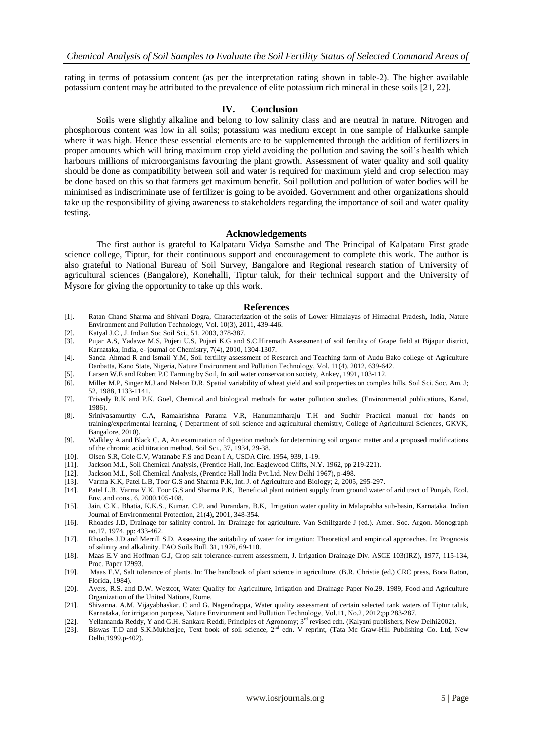rating in terms of potassium content (as per the interpretation rating shown in table-2). The higher available potassium content may be attributed to the prevalence of elite potassium rich mineral in these soils [21, 22].

## IV. Conclusion

Soils were slightly alkaline and belong to low salinity class and are neutral in nature. Nitrogen and phosphorous content was low in all soils; potassium was medium except in one sample of Halkurke sample where it was high. Hence these essential elements are to be supplemented through the addition of fertilizers in proper amounts which will bring maximum crop yield avoiding the pollution and saving the soil's health which harbours millions of microorganisms favouring the plant growth. Assessment of water quality and soil quality should be done as compatibility between soil and water is required for maximum yield and crop selection may be done based on this so that farmers get maximum benefit. Soil pollution and pollution of water bodies will be minimised as indiscriminate use of fertilizer is going to be avoided. Government and other organizations should take up the responsibility of giving awareness to stakeholders regarding the importance of soil and water quality testing.

## Acknowledgements

The first author is grateful to Kalpataru Vidya Samsthe and The Principal of Kalpataru First grade science college, Tiptur, for their continuous support and encouragement to complete this work. The author is also grateful to National Bureau of Soil Survey, Bangalore and Regional research station of University of agricultural sciences (Bangalore), Konehalli, Tiptur taluk, for their technical support and the University of Mysore for giving the opportunity to take up this work.

## References

[1]. Ratan Chand Sharma and Shivani Dogra, Characterization of the soils of Lower Himalayas of Himachal Pradesh, India, Nature Environment and Pollution Technology, Vol. 10(3), 2011, 439-446.

[2]. Katyal J.C , J. Indian Soc Soil Sci., 51, 2003, 378-387.

[3]. Pujar A.S, Yadawe M.S, Pujeri U.S, Pujari K.G and S.C.Hiremath Assessment of soil fertility of Grape field at Bijapur district, Karnataka, India, e- journal of Chemistry, 7(4), 2010, 1304-1307.

[4]. Sanda Ahmad R and Ismail Y.M, Soil fertility assessment of Research and Teaching farm of Audu Bako college of Agriculture Danbatta, Kano State, Nigeria, Nature Environment and Pollution Technology, Vol. 11(4), 2012, 639-642.

[5]. Larsen W.E and Robert P.C Farming by Soil, In soil water conservation society, Ankey, 1991, 103-112.

[6]. Miller M.P, Singer M.J and Nelson D.R, Spatial variability of wheat yield and soil properties on complex hills, Soil Sci. Soc. Am. J; 52, 1988, 1133-1141.

[7]. Trivedy R.K and P.K. Goel, Chemical and biological methods for water pollution studies, (Environmental publications, Karad, 1986).

[8]. Srinivasamurthy C.A, Ramakrishna Parama V.R, Hanumantharaju T.H and Sudhir Practical manual for hands on training/experimental learning, ( Department of soil science and agricultural chemistry, College of Agricultural Sciences, GKVK, Bangalore, 2010).

[9]. Walkley A and Black C. A, An examination of digestion methods for determining soil organic matter and a proposed modifications of the chromic acid titration method. Soil Sci., 37, 1934, 29-38.

[10]. Olsen S.R, Cole C.V, Watanabe F.S and Dean I A, USDA Circ. 1954, 939, 1-19.

[11]. Jackson M.L, Soil Chemical Analysis, (Prentice Hall, Inc. Eaglewood Cliffs, N.Y. 1962, pp 219-221).

[12]. Jackson M.L, Soil Chemical Analysis, (Prentice Hall India Pvt.Ltd. New Delhi 1967), p-498.

[13]. Varma K.K, Patel L.B, Toor G.S and Sharma P.K, Int. J. of Agriculture and Biology; 2, 2005, 295-297.

[14]. Patel L.B, Varma V.K, Toor G.S and Sharma P.K, Beneficial plant nutrient supply from ground water of arid tract of Punjab, Ecol. Env. and cons., 6, 2000,105-108.

[15]. Jain, C.K., Bhatia, K.K.S., Kumar, C.P. and Purandara, B.K, Irrigation water quality in Malaprabha sub-basin, Karnataka. Indian Journal of Environmental Protection, 21(4), 2001, 348-354.

[16]. Rhoades J.D, Drainage for salinity control. In: Drainage for agriculture. Van Schilfgarde J (ed.). Amer. Soc. Argon. Monograph no.17. 1974, pp: 433-462.

[17]. Rhoades J.D and Merrill S.D, Assessing the suitability of water for irrigation: Theoretical and empirical approaches. In: Prognosis of salinity and alkalinity. FAO Soils Bull. 31, 1976, 69-110.

[18]. Maas E.V and Hoffman G.J, Crop salt tolerance-current assessment, J. Irrigation Drainage Div. ASCE 103(IRZ), 1977, 115-134, Proc. Paper 12993.

[19]. Maas E.V, Salt tolerance of plants. In: The handbook of plant science in agriculture. (B.R. Christie (ed.) CRC press, Boca Raton, Florida, 1984).

[20]. Ayers, R.S. and D.W. Westcot, Water Quality for Agriculture, Irrigation and Drainage Paper No.29. 1989, Food and Agriculture Organization of the United Nations, Rome.

[21]. Shivanna. A.M. Vijayabhaskar. C and G. Nagendrappa, Water quality assessment of certain selected tank waters of Tiptur taluk, Karnataka, for irrigation purpose, Nature Environment and Pollution Technology, Vol.11, No.2, 2012;pp 283-287.

[22]. Yellamanda Reddy, Y and G.H. Sankara Reddi, Principles of Agronomy; 3rd revised edn. (Kalyani publishers, New Delhi2002).

[23]. Biswas T.D and S.K.Mukherjee, Text book of soil science, 2nd edn. V reprint, (Tata Mc Graw-Hill Publishing Co. Ltd, New Delhi,1999,p-402).